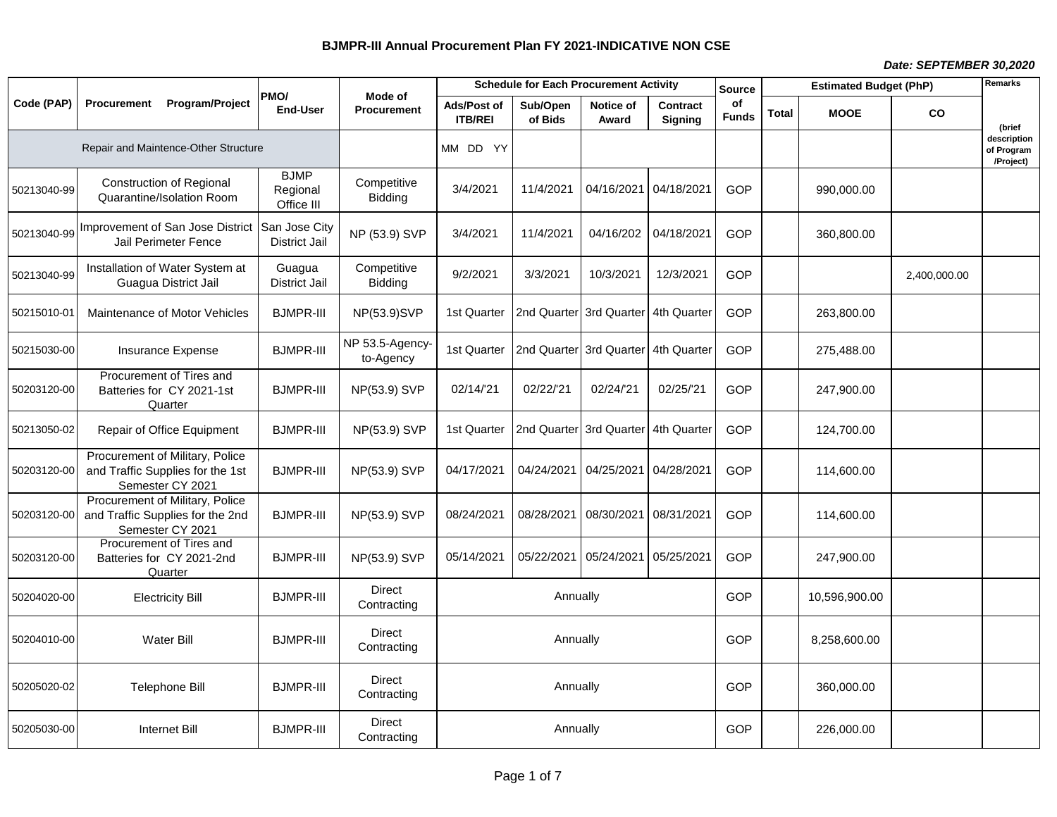**BJMPR-III Annual Procurement Plan FY 2021-INDICATIVE NON CSE**

***Date: SEPTEMBER 30,2020***

| Code (PAP) | Procurement Program/Project | PMO/ End-User | Mode of Procurement | Schedule for Each Procurement Activity | | | | Source of Funds | Estimated Budget (PhP) | | | Remarks |
|---|---|---|---|---|---|---|---|---|---|---|---|---|
| | | | | Ads/Post of ITB/REI | Sub/Open of Bids | Notice of Award | Contract Signing | | Total | MOOE | CO | (brief description of Program /Project) |
| Repair and Maintence-Other Structure | | | | MM DD YY | | | | | | | | |
| 50213040-99 | Construction of Regional Quarantine/Isolation Room | BJMP Regional Office III | Competitive Bidding | 3/4/2021 | 11/4/2021 | 04/16/2021 | 04/18/2021 | GOP | | 990,000.00 | | |
| 50213040-99 | Improvement of San Jose District Jail Perimeter Fence | San Jose City District Jail | NP (53.9) SVP | 3/4/2021 | 11/4/2021 | 04/16/202 | 04/18/2021 | GOP | | 360,800.00 | | |
| 50213040-99 | Installation of Water System at Guagua District Jail | Guagua District Jail | Competitive Bidding | 9/2/2021 | 3/3/2021 | 10/3/2021 | 12/3/2021 | GOP | | | 2,400,000.00 | |
| 50215010-01 | Maintenance of Motor Vehicles | BJMPR-III | NP(53.9)SVP | 1st Quarter | 2nd Quarter | 3rd Quarter | 4th Quarter | GOP | | 263,800.00 | | |
| 50215030-00 | Insurance Expense | BJMPR-III | NP 53.5-Agency-to-Agency | 1st Quarter | 2nd Quarter | 3rd Quarter | 4th Quarter | GOP | | 275,488.00 | | |
| 50203120-00 | Procurement of Tires and Batteries for CY 2021-1st Quarter | BJMPR-III | NP(53.9) SVP | 02/14/'21 | 02/22/'21 | 02/24/'21 | 02/25/'21 | GOP | | 247,900.00 | | |
| 50213050-02 | Repair of Office Equipment | BJMPR-III | NP(53.9) SVP | 1st Quarter | 2nd Quarter | 3rd Quarter | 4th Quarter | GOP | | 124,700.00 | | |
| 50203120-00 | Procurement of Military, Police and Traffic Supplies for the 1st Semester CY 2021 | BJMPR-III | NP(53.9) SVP | 04/17/2021 | 04/24/2021 | 04/25/2021 | 04/28/2021 | GOP | | 114,600.00 | | |
| 50203120-00 | Procurement of Military, Police and Traffic Supplies for the 2nd Semester CY 2021 | BJMPR-III | NP(53.9) SVP | 08/24/2021 | 08/28/2021 | 08/30/2021 | 08/31/2021 | GOP | | 114,600.00 | | |
| 50203120-00 | Procurement of Tires and Batteries for CY 2021-2nd Quarter | BJMPR-III | NP(53.9) SVP | 05/14/2021 | 05/22/2021 | 05/24/2021 | 05/25/2021 | GOP | | 247,900.00 | | |
| 50204020-00 | Electricity Bill | BJMPR-III | Direct Contracting | Annually | | | | GOP | | 10,596,900.00 | | |
| 50204010-00 | Water Bill | BJMPR-III | Direct Contracting | Annually | | | | GOP | | 8,258,600.00 | | |
| 50205020-02 | Telephone Bill | BJMPR-III | Direct Contracting | Annually | | | | GOP | | 360,000.00 | | |
| 50205030-00 | Internet Bill | BJMPR-III | Direct Contracting | Annually | | | | GOP | | 226,000.00 | | |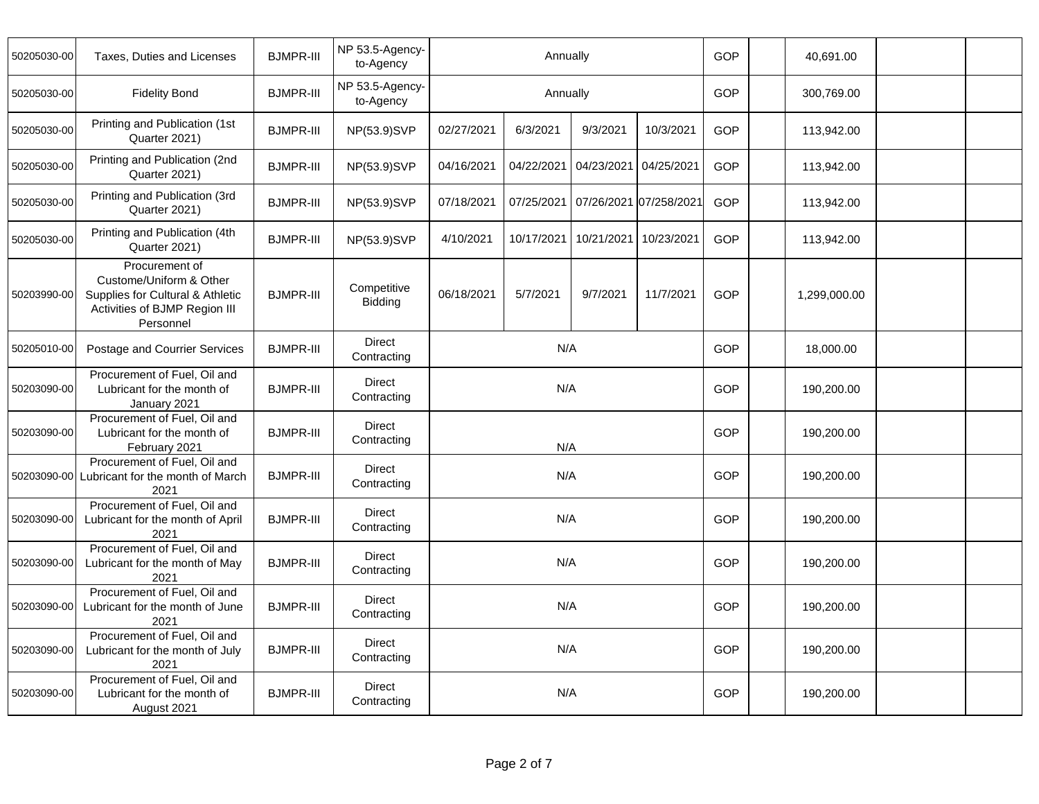| | | | | | | | | | | | | |
|---|---|---|---|---|---|---|---|---|---|---|---|---|
| 50205030-00 | Taxes, Duties and Licenses | BJMPR-III | NP 53.5-Agency-to-Agency | Annually | | | | GOP | | 40,691.00 | | |
| 50205030-00 | Fidelity Bond | BJMPR-III | NP 53.5-Agency-to-Agency | Annually | | | | GOP | | 300,769.00 | | |
| 50205030-00 | Printing and Publication (1st Quarter 2021) | BJMPR-III | NP(53.9)SVP | 02/27/2021 | 6/3/2021 | 9/3/2021 | 10/3/2021 | GOP | | 113,942.00 | | |
| 50205030-00 | Printing and Publication (2nd Quarter 2021) | BJMPR-III | NP(53.9)SVP | 04/16/2021 | 04/22/2021 | 04/23/2021 | 04/25/2021 | GOP | | 113,942.00 | | |
| 50205030-00 | Printing and Publication (3rd Quarter 2021) | BJMPR-III | NP(53.9)SVP | 07/18/2021 | 07/25/2021 | 07/26/2021 | 07/258/2021 | GOP | | 113,942.00 | | |
| 50205030-00 | Printing and Publication (4th Quarter 2021) | BJMPR-III | NP(53.9)SVP | 4/10/2021 | 10/17/2021 | 10/21/2021 | 10/23/2021 | GOP | | 113,942.00 | | |
| 50203990-00 | Procurement of Custome/Uniform & Other Supplies for Cultural & Athletic Activities of BJMP Region III Personnel | BJMPR-III | Competitive Bidding | 06/18/2021 | 5/7/2021 | 9/7/2021 | 11/7/2021 | GOP | | 1,299,000.00 | | |
| 50205010-00 | Postage and Courrier Services | BJMPR-III | Direct Contracting | N/A | | | | GOP | | 18,000.00 | | |
| 50203090-00 | Procurement of Fuel, Oil and Lubricant for the month of January 2021 | BJMPR-III | Direct Contracting | N/A | | | | GOP | | 190,200.00 | | |
| 50203090-00 | Procurement of Fuel, Oil and Lubricant for the month of February 2021 | BJMPR-III | Direct Contracting | N/A | | | | GOP | | 190,200.00 | | |
| 50203090-00 | Procurement of Fuel, Oil and Lubricant for the month of March 2021 | BJMPR-III | Direct Contracting | N/A | | | | GOP | | 190,200.00 | | |
| 50203090-00 | Procurement of Fuel, Oil and Lubricant for the month of April 2021 | BJMPR-III | Direct Contracting | N/A | | | | GOP | | 190,200.00 | | |
| 50203090-00 | Procurement of Fuel, Oil and Lubricant for the month of May 2021 | BJMPR-III | Direct Contracting | N/A | | | | GOP | | 190,200.00 | | |
| 50203090-00 | Procurement of Fuel, Oil and Lubricant for the month of June 2021 | BJMPR-III | Direct Contracting | N/A | | | | GOP | | 190,200.00 | | |
| 50203090-00 | Procurement of Fuel, Oil and Lubricant for the month of July 2021 | BJMPR-III | Direct Contracting | N/A | | | | GOP | | 190,200.00 | | |
| 50203090-00 | Procurement of Fuel, Oil and Lubricant for the month of August 2021 | BJMPR-III | Direct Contracting | N/A | | | | GOP | | 190,200.00 | | |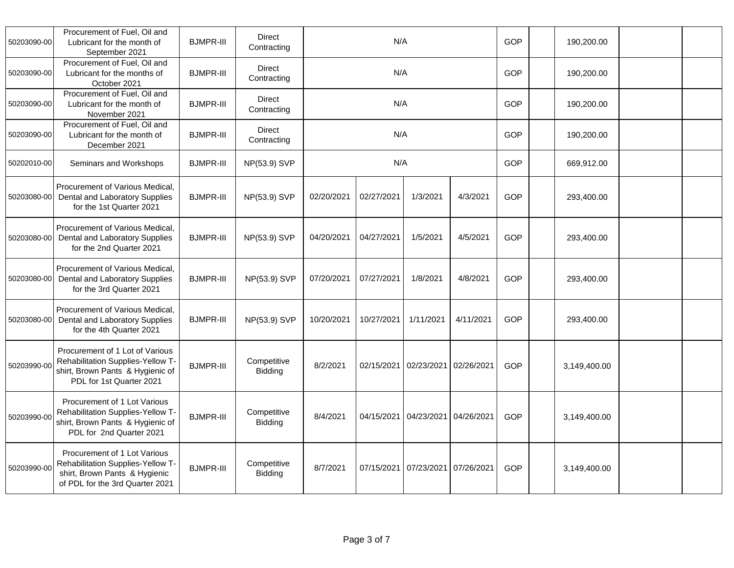| | | | | | | | | | | | | |
|---|---|---|---|---|---|---|---|---|---|---|---|---|
| 50203090-00 | Procurement of Fuel, Oil and Lubricant for the month of September 2021 | BJMPR-III | Direct Contracting | N/A | | | | GOP | | 190,200.00 | | |
| 50203090-00 | Procurement of Fuel, Oil and Lubricant for the months of October 2021 | BJMPR-III | Direct Contracting | N/A | | | | GOP | | 190,200.00 | | |
| 50203090-00 | Procurement of Fuel, Oil and Lubricant for the month of November 2021 | BJMPR-III | Direct Contracting | N/A | | | | GOP | | 190,200.00 | | |
| 50203090-00 | Procurement of Fuel, Oil and Lubricant for the month of December 2021 | BJMPR-III | Direct Contracting | N/A | | | | GOP | | 190,200.00 | | |
| 50202010-00 | Seminars and Workshops | BJMPR-III | NP(53.9) SVP | N/A | | | | GOP | | 669,912.00 | | |
| 50203080-00 | Procurement of Various Medical, Dental and Laboratory Supplies for the 1st Quarter 2021 | BJMPR-III | NP(53.9) SVP | 02/20/2021 | 02/27/2021 | 1/3/2021 | 4/3/2021 | GOP | | 293,400.00 | | |
| 50203080-00 | Procurement of Various Medical, Dental and Laboratory Supplies for the 2nd Quarter 2021 | BJMPR-III | NP(53.9) SVP | 04/20/2021 | 04/27/2021 | 1/5/2021 | 4/5/2021 | GOP | | 293,400.00 | | |
| 50203080-00 | Procurement of Various Medical, Dental and Laboratory Supplies for the 3rd Quarter 2021 | BJMPR-III | NP(53.9) SVP | 07/20/2021 | 07/27/2021 | 1/8/2021 | 4/8/2021 | GOP | | 293,400.00 | | |
| 50203080-00 | Procurement of Various Medical, Dental and Laboratory Supplies for the 4th Quarter 2021 | BJMPR-III | NP(53.9) SVP | 10/20/2021 | 10/27/2021 | 1/11/2021 | 4/11/2021 | GOP | | 293,400.00 | | |
| 50203990-00 | Procurement of 1 Lot of Various Rehabilitation Supplies-Yellow T-shirt, Brown Pants & Hygienic of PDL for 1st Quarter 2021 | BJMPR-III | Competitive Bidding | 8/2/2021 | 02/15/2021 | 02/23/2021 | 02/26/2021 | GOP | | 3,149,400.00 | | |
| 50203990-00 | Procurement of 1 Lot Various Rehabilitation Supplies-Yellow T-shirt, Brown Pants & Hygienic of PDL for 2nd Quarter 2021 | BJMPR-III | Competitive Bidding | 8/4/2021 | 04/15/2021 | 04/23/2021 | 04/26/2021 | GOP | | 3,149,400.00 | | |
| 50203990-00 | Procurement of 1 Lot Various Rehabilitation Supplies-Yellow T-shirt, Brown Pants & Hygienic of PDL for the 3rd Quarter 2021 | BJMPR-III | Competitive Bidding | 8/7/2021 | 07/15/2021 | 07/23/2021 | 07/26/2021 | GOP | | 3,149,400.00 | | |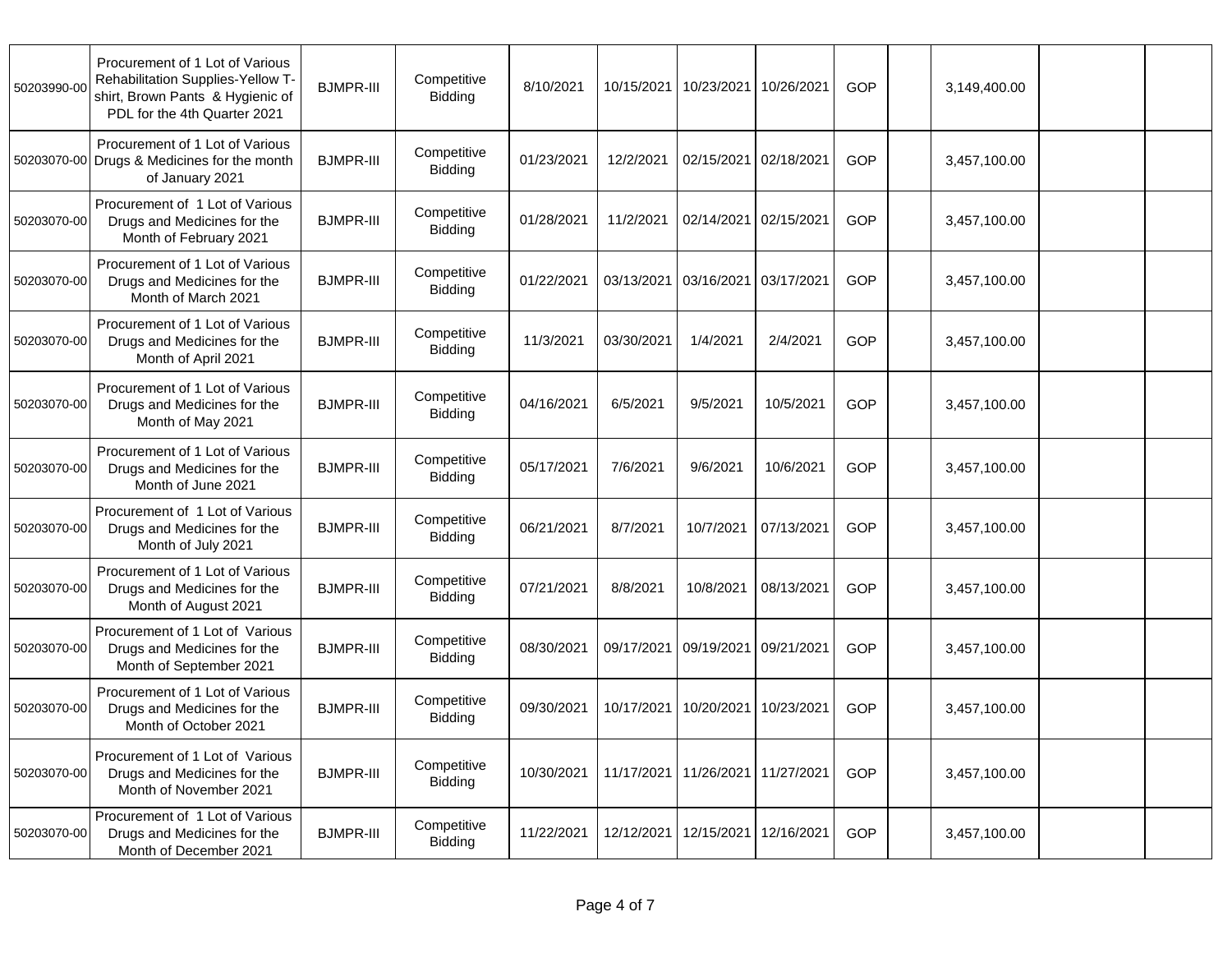| | | | | | | | | | | | | |
|---|---|---|---|---|---|---|---|---|---|---|---|---|
| 50203990-00 | Procurement of 1 Lot of Various Rehabilitation Supplies-Yellow T-shirt, Brown Pants & Hygienic of PDL for the 4th Quarter 2021 | BJMPR-III | Competitive Bidding | 8/10/2021 | 10/15/2021 | 10/23/2021 | 10/26/2021 | GOP | | 3,149,400.00 | | |
| 50203070-00 | Procurement of 1 Lot of Various Drugs & Medicines for the month of January 2021 | BJMPR-III | Competitive Bidding | 01/23/2021 | 12/2/2021 | 02/15/2021 | 02/18/2021 | GOP | | 3,457,100.00 | | |
| 50203070-00 | Procurement of 1 Lot of Various Drugs and Medicines for the Month of February 2021 | BJMPR-III | Competitive Bidding | 01/28/2021 | 11/2/2021 | 02/14/2021 | 02/15/2021 | GOP | | 3,457,100.00 | | |
| 50203070-00 | Procurement of 1 Lot of Various Drugs and Medicines for the Month of March 2021 | BJMPR-III | Competitive Bidding | 01/22/2021 | 03/13/2021 | 03/16/2021 | 03/17/2021 | GOP | | 3,457,100.00 | | |
| 50203070-00 | Procurement of 1 Lot of Various Drugs and Medicines for the Month of April 2021 | BJMPR-III | Competitive Bidding | 11/3/2021 | 03/30/2021 | 1/4/2021 | 2/4/2021 | GOP | | 3,457,100.00 | | |
| 50203070-00 | Procurement of 1 Lot of Various Drugs and Medicines for the Month of May 2021 | BJMPR-III | Competitive Bidding | 04/16/2021 | 6/5/2021 | 9/5/2021 | 10/5/2021 | GOP | | 3,457,100.00 | | |
| 50203070-00 | Procurement of 1 Lot of Various Drugs and Medicines for the Month of June 2021 | BJMPR-III | Competitive Bidding | 05/17/2021 | 7/6/2021 | 9/6/2021 | 10/6/2021 | GOP | | 3,457,100.00 | | |
| 50203070-00 | Procurement of 1 Lot of Various Drugs and Medicines for the Month of July 2021 | BJMPR-III | Competitive Bidding | 06/21/2021 | 8/7/2021 | 10/7/2021 | 07/13/2021 | GOP | | 3,457,100.00 | | |
| 50203070-00 | Procurement of 1 Lot of Various Drugs and Medicines for the Month of August 2021 | BJMPR-III | Competitive Bidding | 07/21/2021 | 8/8/2021 | 10/8/2021 | 08/13/2021 | GOP | | 3,457,100.00 | | |
| 50203070-00 | Procurement of 1 Lot of Various Drugs and Medicines for the Month of September 2021 | BJMPR-III | Competitive Bidding | 08/30/2021 | 09/17/2021 | 09/19/2021 | 09/21/2021 | GOP | | 3,457,100.00 | | |
| 50203070-00 | Procurement of 1 Lot of Various Drugs and Medicines for the Month of October 2021 | BJMPR-III | Competitive Bidding | 09/30/2021 | 10/17/2021 | 10/20/2021 | 10/23/2021 | GOP | | 3,457,100.00 | | |
| 50203070-00 | Procurement of 1 Lot of Various Drugs and Medicines for the Month of November 2021 | BJMPR-III | Competitive Bidding | 10/30/2021 | 11/17/2021 | 11/26/2021 | 11/27/2021 | GOP | | 3,457,100.00 | | |
| 50203070-00 | Procurement of 1 Lot of Various Drugs and Medicines for the Month of December 2021 | BJMPR-III | Competitive Bidding | 11/22/2021 | 12/12/2021 | 12/15/2021 | 12/16/2021 | GOP | | 3,457,100.00 | | |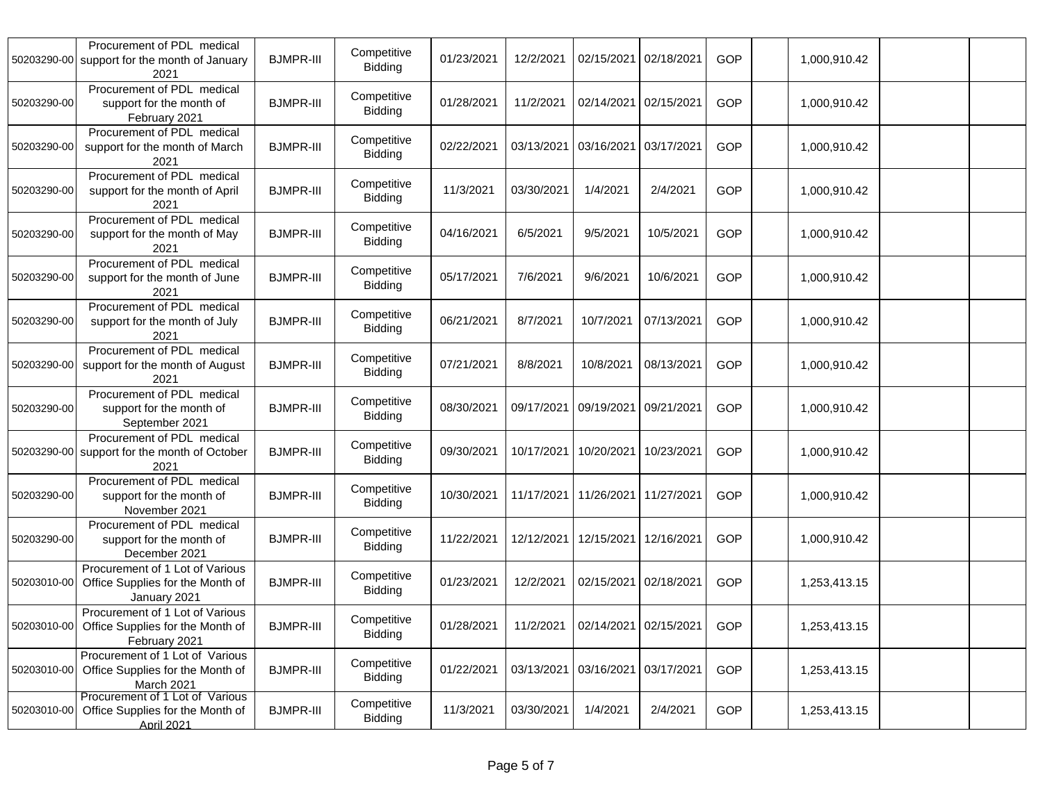| | | | | | | | | | | | | |
|---|---|---|---|---|---|---|---|---|---|---|---|---|
| 50203290-00 | Procurement of PDL medical support for the month of January 2021 | BJMPR-III | Competitive Bidding | 01/23/2021 | 12/2/2021 | 02/15/2021 | 02/18/2021 | GOP | | 1,000,910.42 | | |
| 50203290-00 | Procurement of PDL medical support for the month of February 2021 | BJMPR-III | Competitive Bidding | 01/28/2021 | 11/2/2021 | 02/14/2021 | 02/15/2021 | GOP | | 1,000,910.42 | | |
| 50203290-00 | Procurement of PDL medical support for the month of March 2021 | BJMPR-III | Competitive Bidding | 02/22/2021 | 03/13/2021 | 03/16/2021 | 03/17/2021 | GOP | | 1,000,910.42 | | |
| 50203290-00 | Procurement of PDL medical support for the month of April 2021 | BJMPR-III | Competitive Bidding | 11/3/2021 | 03/30/2021 | 1/4/2021 | 2/4/2021 | GOP | | 1,000,910.42 | | |
| 50203290-00 | Procurement of PDL medical support for the month of May 2021 | BJMPR-III | Competitive Bidding | 04/16/2021 | 6/5/2021 | 9/5/2021 | 10/5/2021 | GOP | | 1,000,910.42 | | |
| 50203290-00 | Procurement of PDL medical support for the month of June 2021 | BJMPR-III | Competitive Bidding | 05/17/2021 | 7/6/2021 | 9/6/2021 | 10/6/2021 | GOP | | 1,000,910.42 | | |
| 50203290-00 | Procurement of PDL medical support for the month of July 2021 | BJMPR-III | Competitive Bidding | 06/21/2021 | 8/7/2021 | 10/7/2021 | 07/13/2021 | GOP | | 1,000,910.42 | | |
| 50203290-00 | Procurement of PDL medical support for the month of August 2021 | BJMPR-III | Competitive Bidding | 07/21/2021 | 8/8/2021 | 10/8/2021 | 08/13/2021 | GOP | | 1,000,910.42 | | |
| 50203290-00 | Procurement of PDL medical support for the month of September 2021 | BJMPR-III | Competitive Bidding | 08/30/2021 | 09/17/2021 | 09/19/2021 | 09/21/2021 | GOP | | 1,000,910.42 | | |
| 50203290-00 | Procurement of PDL medical support for the month of October 2021 | BJMPR-III | Competitive Bidding | 09/30/2021 | 10/17/2021 | 10/20/2021 | 10/23/2021 | GOP | | 1,000,910.42 | | |
| 50203290-00 | Procurement of PDL medical support for the month of November 2021 | BJMPR-III | Competitive Bidding | 10/30/2021 | 11/17/2021 | 11/26/2021 | 11/27/2021 | GOP | | 1,000,910.42 | | |
| 50203290-00 | Procurement of PDL medical support for the month of December 2021 | BJMPR-III | Competitive Bidding | 11/22/2021 | 12/12/2021 | 12/15/2021 | 12/16/2021 | GOP | | 1,000,910.42 | | |
| 50203010-00 | Procurement of 1 Lot of Various Office Supplies for the Month of January 2021 | BJMPR-III | Competitive Bidding | 01/23/2021 | 12/2/2021 | 02/15/2021 | 02/18/2021 | GOP | | 1,253,413.15 | | |
| 50203010-00 | Procurement of 1 Lot of Various Office Supplies for the Month of February 2021 | BJMPR-III | Competitive Bidding | 01/28/2021 | 11/2/2021 | 02/14/2021 | 02/15/2021 | GOP | | 1,253,413.15 | | |
| 50203010-00 | Procurement of 1 Lot of Various Office Supplies for the Month of March 2021 | BJMPR-III | Competitive Bidding | 01/22/2021 | 03/13/2021 | 03/16/2021 | 03/17/2021 | GOP | | 1,253,413.15 | | |
| 50203010-00 | Procurement of 1 Lot of Various Office Supplies for the Month of April 2021 | BJMPR-III | Competitive Bidding | 11/3/2021 | 03/30/2021 | 1/4/2021 | 2/4/2021 | GOP | | 1,253,413.15 | | |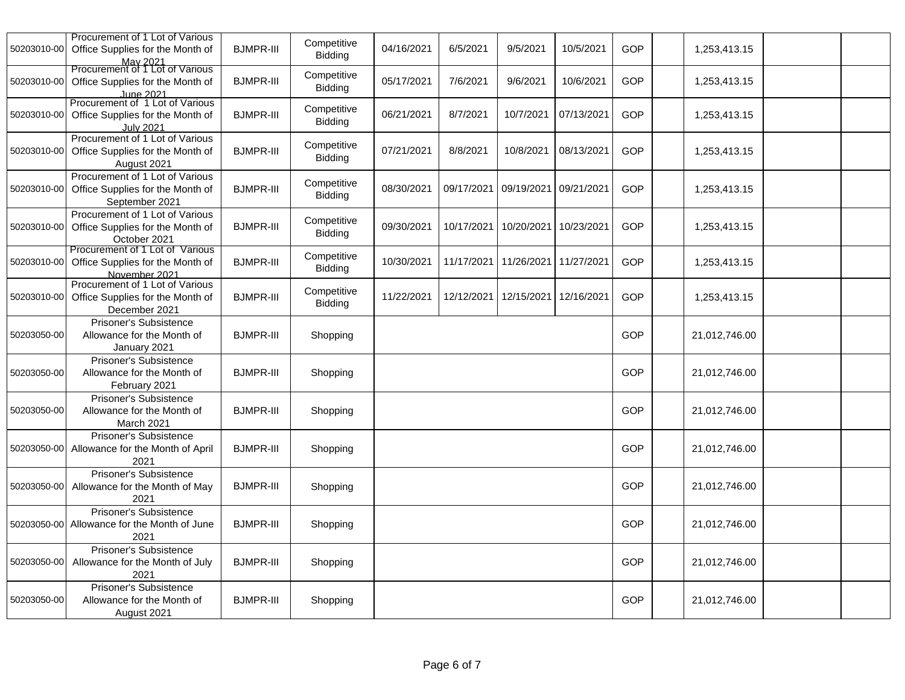| | | | | | | | | | | | | |
|---|---|---|---|---|---|---|---|---|---|---|---|---|
| 50203010-00 | Procurement of 1 Lot of Various Office Supplies for the Month of May 2021 | BJMPR-III | Competitive Bidding | 04/16/2021 | 6/5/2021 | 9/5/2021 | 10/5/2021 | GOP | | 1,253,413.15 | | |
| 50203010-00 | Procurement of 1 Lot of Various Office Supplies for the Month of June 2021 | BJMPR-III | Competitive Bidding | 05/17/2021 | 7/6/2021 | 9/6/2021 | 10/6/2021 | GOP | | 1,253,413.15 | | |
| 50203010-00 | Procurement of 1 Lot of Various Office Supplies for the Month of July 2021 | BJMPR-III | Competitive Bidding | 06/21/2021 | 8/7/2021 | 10/7/2021 | 07/13/2021 | GOP | | 1,253,413.15 | | |
| 50203010-00 | Procurement of 1 Lot of Various Office Supplies for the Month of August 2021 | BJMPR-III | Competitive Bidding | 07/21/2021 | 8/8/2021 | 10/8/2021 | 08/13/2021 | GOP | | 1,253,413.15 | | |
| 50203010-00 | Procurement of 1 Lot of Various Office Supplies for the Month of September 2021 | BJMPR-III | Competitive Bidding | 08/30/2021 | 09/17/2021 | 09/19/2021 | 09/21/2021 | GOP | | 1,253,413.15 | | |
| 50203010-00 | Procurement of 1 Lot of Various Office Supplies for the Month of October 2021 | BJMPR-III | Competitive Bidding | 09/30/2021 | 10/17/2021 | 10/20/2021 | 10/23/2021 | GOP | | 1,253,413.15 | | |
| 50203010-00 | Procurement of 1 Lot of Various Office Supplies for the Month of November 2021 | BJMPR-III | Competitive Bidding | 10/30/2021 | 11/17/2021 | 11/26/2021 | 11/27/2021 | GOP | | 1,253,413.15 | | |
| 50203010-00 | Procurement of 1 Lot of Various Office Supplies for the Month of December 2021 | BJMPR-III | Competitive Bidding | 11/22/2021 | 12/12/2021 | 12/15/2021 | 12/16/2021 | GOP | | 1,253,413.15 | | |
| 50203050-00 | Prisoner's Subsistence Allowance for the Month of January 2021 | BJMPR-III | Shopping | | | | | GOP | | 21,012,746.00 | | |
| 50203050-00 | Prisoner's Subsistence Allowance for the Month of February 2021 | BJMPR-III | Shopping | | | | | GOP | | 21,012,746.00 | | |
| 50203050-00 | Prisoner's Subsistence Allowance for the Month of March 2021 | BJMPR-III | Shopping | | | | | GOP | | 21,012,746.00 | | |
| 50203050-00 | Prisoner's Subsistence Allowance for the Month of April 2021 | BJMPR-III | Shopping | | | | | GOP | | 21,012,746.00 | | |
| 50203050-00 | Prisoner's Subsistence Allowance for the Month of May 2021 | BJMPR-III | Shopping | | | | | GOP | | 21,012,746.00 | | |
| 50203050-00 | Prisoner's Subsistence Allowance for the Month of June 2021 | BJMPR-III | Shopping | | | | | GOP | | 21,012,746.00 | | |
| 50203050-00 | Prisoner's Subsistence Allowance for the Month of July 2021 | BJMPR-III | Shopping | | | | | GOP | | 21,012,746.00 | | |
| 50203050-00 | Prisoner's Subsistence Allowance for the Month of August 2021 | BJMPR-III | Shopping | | | | | GOP | | 21,012,746.00 | | |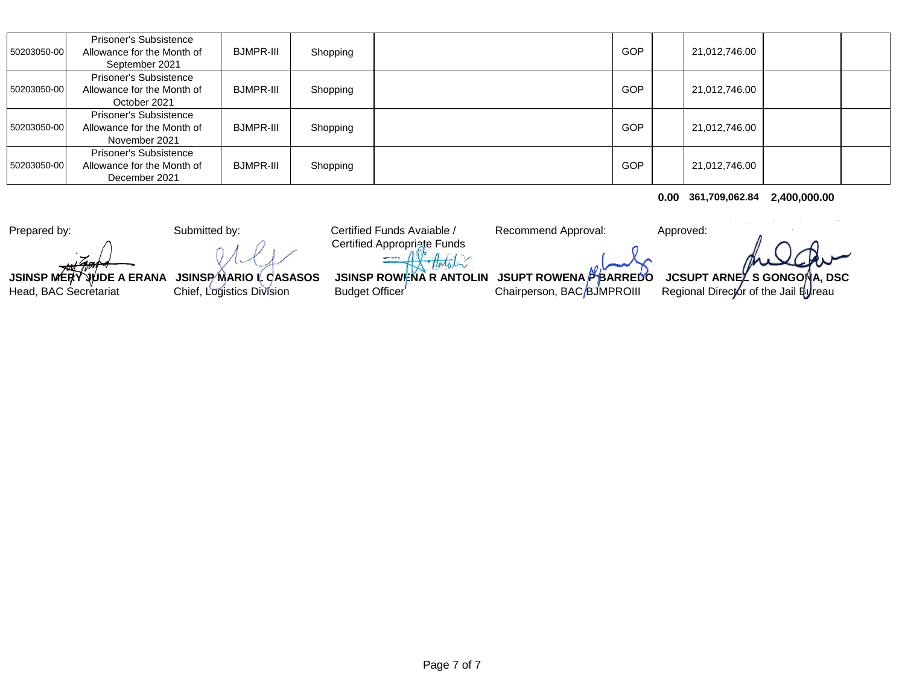| | | | | | | | | | |
|---|---|---|---|---|---|---|---|---|---|
| 50203050-00 | Prisoner's Subsistence Allowance for the Month of September 2021 | BJMPR-III | Shopping | | GOP | | 21,012,746.00 | | |
| 50203050-00 | Prisoner's Subsistence Allowance for the Month of October 2021 | BJMPR-III | Shopping | | GOP | | 21,012,746.00 | | |
| 50203050-00 | Prisoner's Subsistence Allowance for the Month of November 2021 | BJMPR-III | Shopping | | GOP | | 21,012,746.00 | | |
| 50203050-00 | Prisoner's Subsistence Allowance for the Month of December 2021 | BJMPR-III | Shopping | | GOP | | 21,012,746.00 | | |
| | | | | | | **0.00** | **361,709,062.84** | **2,400,000.00** | |

Prepared by:

**JSINSP MERY JUDE A ERANA**
Head, BAC Secretariat

Submitted by:

**JSINSP MARIO L CASASOS**
Chief, Logistics Division

Certified Funds Avaiable / Certified Appropriate Funds

**JSINSP ROWENA R ANTOLIN**
Budget Officer

Recommend Approval:

**JSUPT ROWENA P BARREDO**
Chairperson, BAC BJMPROIII

Approved:

**JCSUPT ARNEL S GONGONA, DSC**
Regional Director of the Jail Bureau